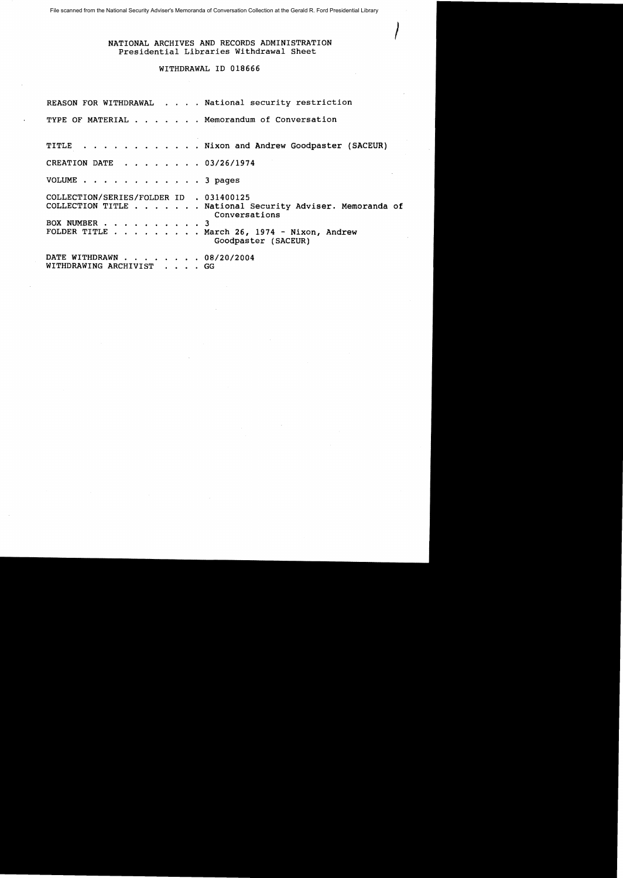File scanned from the National Security Adviser's Memoranda of Conversation Collection at the Gerald R. Ford Presidential Library

NATIONAL ARCHIVES AND RECORDS ADMINISTRATION
Presidential Libraries Withdrawal Sheet

WITHDRAWAL ID 018666

REASON FOR WITHDRAWAL . . . . National security restriction

TYPE OF MATERIAL . . . . . . . Memorandum of Conversation

TITLE . . . . . . . . . . . . Nixon and Andrew Goodpaster (SACEUR)

CREATION DATE . . . . . . . . 03/26/1974

VOLUME . . . . . . . . . . . . 3 pages

COLLECTION/SERIES/FOLDER ID . 031400125
COLLECTION TITLE . . . . . . . National Security Adviser. Memoranda of Conversations
BOX NUMBER . . . . . . . . . . 3
FOLDER TITLE . . . . . . . . . March 26, 1974 - Nixon, Andrew Goodpaster (SACEUR)

DATE WITHDRAWN . . . . . . . . 08/20/2004
WITHDRAWING ARCHIVIST . . . . GG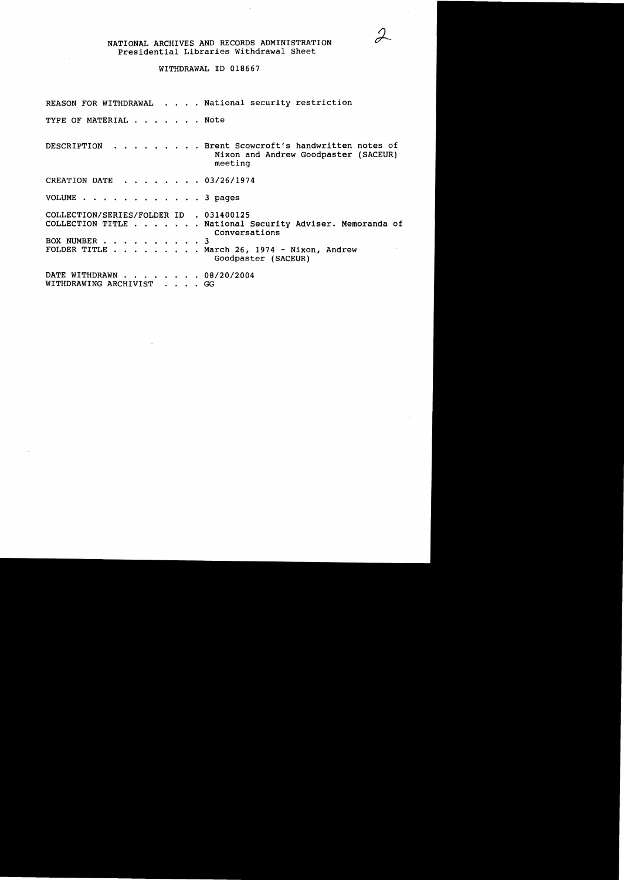NATIONAL ARCHIVES AND RECORDS ADMINISTRATION
Presidential Libraries Withdrawal Sheet

WITHDRAWAL ID 018667

REASON FOR WITHDRAWAL . . . . National security restriction

TYPE OF MATERIAL . . . . . . . Note

DESCRIPTION . . . . . . . . . Brent Scowcroft's handwritten notes of Nixon and Andrew Goodpaster (SACEUR) meeting

CREATION DATE . . . . . . . . 03/26/1974

VOLUME . . . . . . . . . . . . 3 pages

COLLECTION/SERIES/FOLDER ID . 031400125
COLLECTION TITLE . . . . . . . National Security Adviser. Memoranda of Conversations
BOX NUMBER . . . . . . . . . . 3
FOLDER TITLE . . . . . . . . . March 26, 1974 - Nixon, Andrew Goodpaster (SACEUR)

DATE WITHDRAWN . . . . . . . . 08/20/2004
WITHDRAWING ARCHIVIST . . . . GG